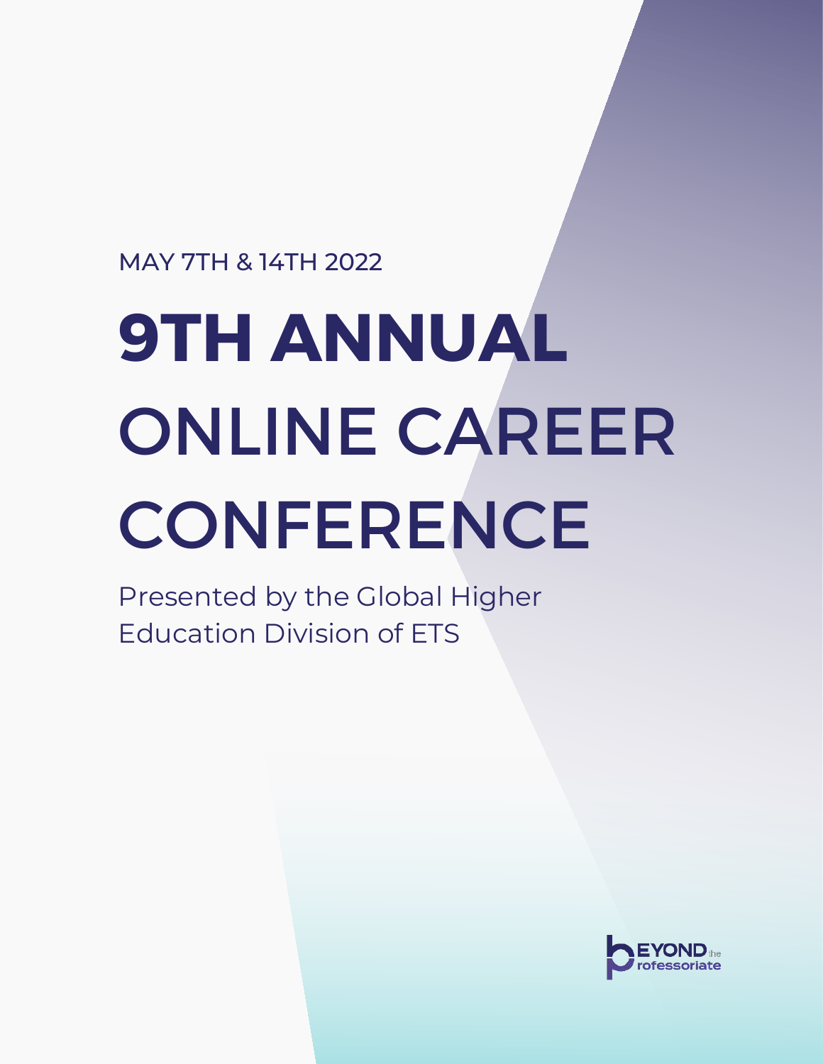MAY 7TH & 14TH 2022

# 9TH ANNUAL ONLINE CAREER CONFERENCE

Presented by the Global Higher Education Division of ETS

BEYOND the professoriate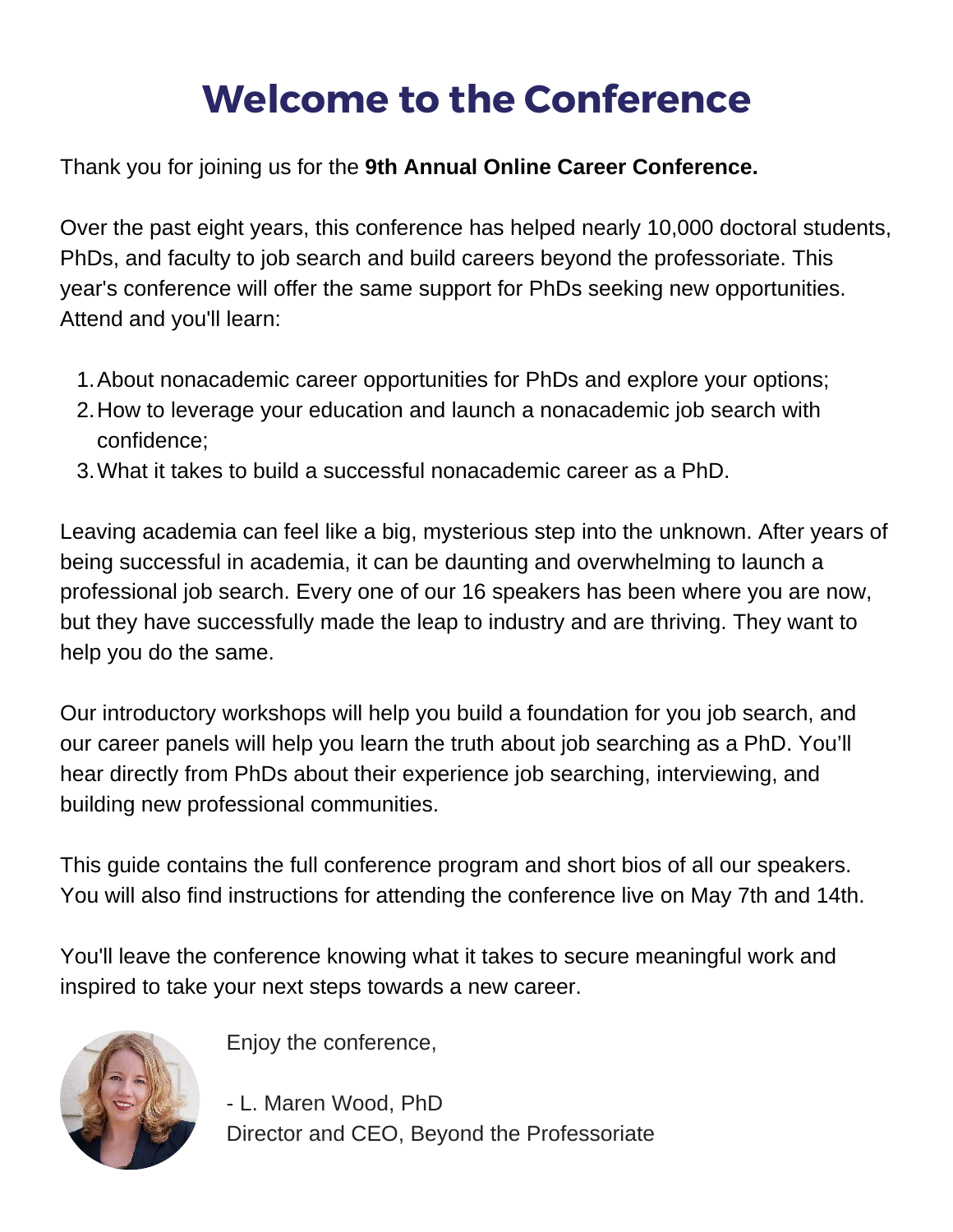# Welcome to the Conference

Thank you for joining us for the **9th Annual Online Career Conference.**

Over the past eight years, this conference has helped nearly 10,000 doctoral students, PhDs, and faculty to job search and build careers beyond the professoriate. This year's conference will offer the same support for PhDs seeking new opportunities. Attend and you'll learn:

1. About nonacademic career opportunities for PhDs and explore your options;
2. How to leverage your education and launch a nonacademic job search with confidence;
3. What it takes to build a successful nonacademic career as a PhD.

Leaving academia can feel like a big, mysterious step into the unknown. After years of being successful in academia, it can be daunting and overwhelming to launch a professional job search. Every one of our 16 speakers has been where you are now, but they have successfully made the leap to industry and are thriving. They want to help you do the same.

Our introductory workshops will help you build a foundation for you job search, and our career panels will help you learn the truth about job searching as a PhD. You'll hear directly from PhDs about their experience job searching, interviewing, and building new professional communities.

This guide contains the full conference program and short bios of all our speakers. You will also find instructions for attending the conference live on May 7th and 14th.

You'll leave the conference knowing what it takes to secure meaningful work and inspired to take your next steps towards a new career.

Enjoy the conference,

- L. Maren Wood, PhD
Director and CEO, Beyond the Professoriate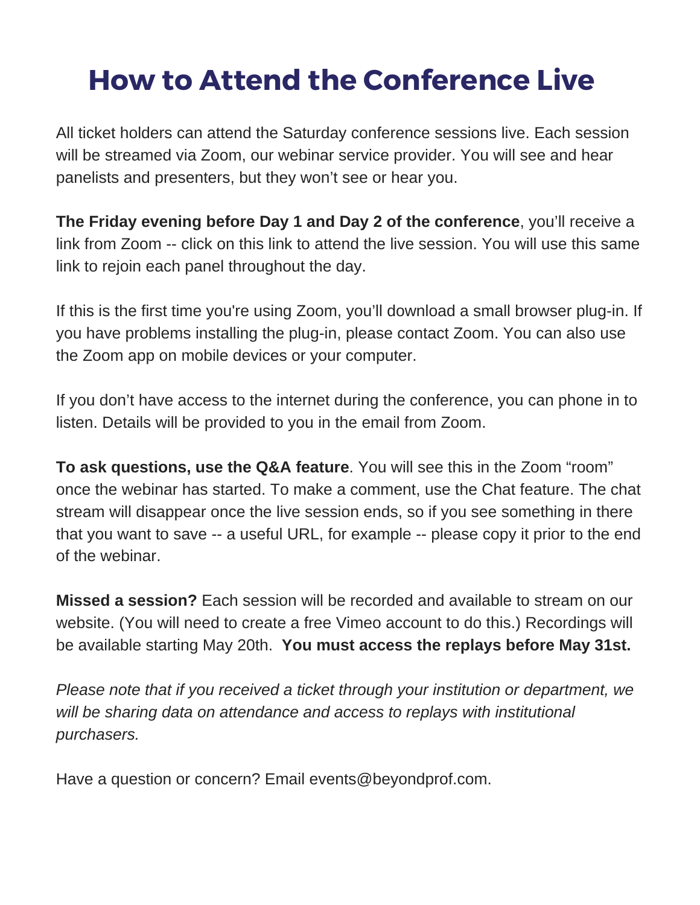# How to Attend the Conference Live

All ticket holders can attend the Saturday conference sessions live. Each session will be streamed via Zoom, our webinar service provider. You will see and hear panelists and presenters, but they won't see or hear you.

**The Friday evening before Day 1 and Day 2 of the conference**, you'll receive a link from Zoom -- click on this link to attend the live session. You will use this same link to rejoin each panel throughout the day.

If this is the first time you're using Zoom, you'll download a small browser plug-in. If you have problems installing the plug-in, please contact Zoom. You can also use the Zoom app on mobile devices or your computer.

If you don't have access to the internet during the conference, you can phone in to listen. Details will be provided to you in the email from Zoom.

**To ask questions, use the Q&A feature**. You will see this in the Zoom "room" once the webinar has started. To make a comment, use the Chat feature. The chat stream will disappear once the live session ends, so if you see something in there that you want to save -- a useful URL, for example -- please copy it prior to the end of the webinar.

**Missed a session?** Each session will be recorded and available to stream on our website. (You will need to create a free Vimeo account to do this.) Recordings will be available starting May 20th. **You must access the replays before May 31st.**

*Please note that if you received a ticket through your institution or department, we will be sharing data on attendance and access to replays with institutional purchasers.*

Have a question or concern? Email events@beyondprof.com.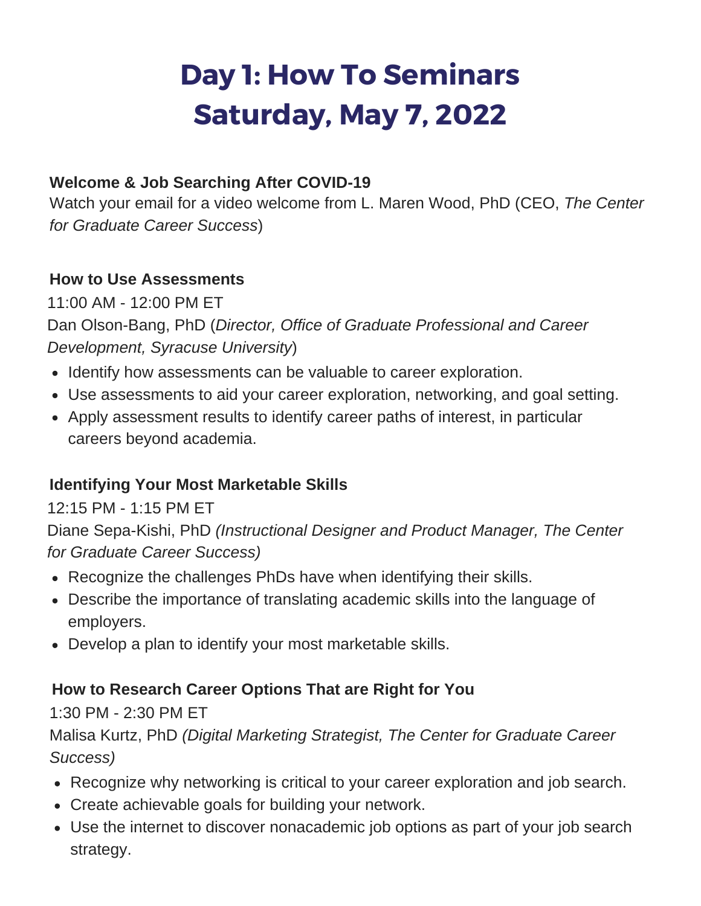# Day 1: How To Seminars
# Saturday, May 7, 2022

**Welcome & Job Searching After COVID-19**

Watch your email for a video welcome from L. Maren Wood, PhD (CEO, *The Center for Graduate Career Success*)

**How to Use Assessments**

11:00 AM - 12:00 PM ET

Dan Olson-Bang, PhD (*Director, Office of Graduate Professional and Career Development, Syracuse University*)

- Identify how assessments can be valuable to career exploration.
- Use assessments to aid your career exploration, networking, and goal setting.
- Apply assessment results to identify career paths of interest, in particular careers beyond academia.

**Identifying Your Most Marketable Skills**

12:15 PM - 1:15 PM ET

Diane Sepa-Kishi, PhD *(Instructional Designer and Product Manager, The Center for Graduate Career Success)*

- Recognize the challenges PhDs have when identifying their skills.
- Describe the importance of translating academic skills into the language of employers.
- Develop a plan to identify your most marketable skills.

**How to Research Career Options That are Right for You**

1:30 PM - 2:30 PM ET

Malisa Kurtz, PhD *(Digital Marketing Strategist, The Center for Graduate Career Success)*

- Recognize why networking is critical to your career exploration and job search.
- Create achievable goals for building your network.
- Use the internet to discover nonacademic job options as part of your job search strategy.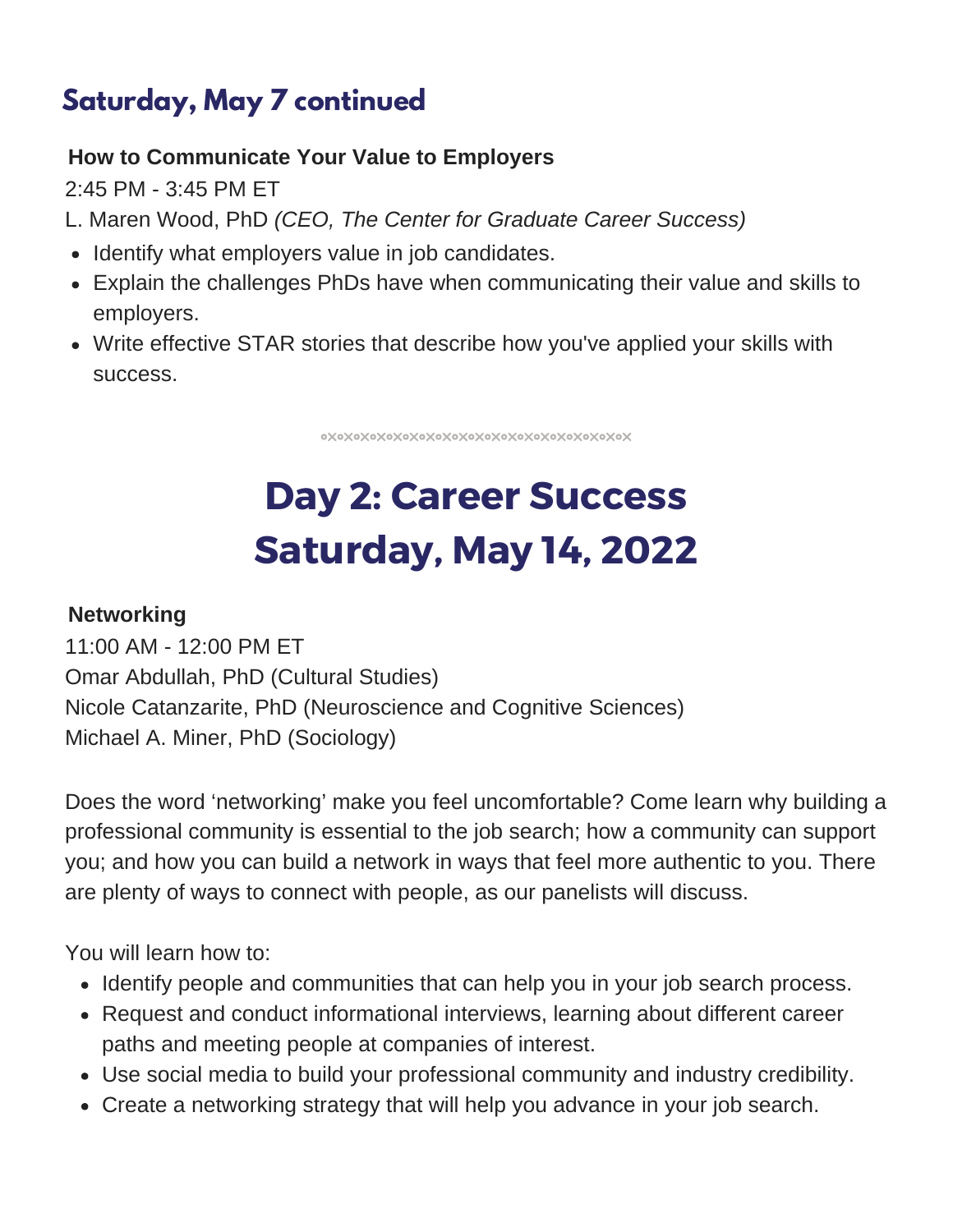## Saturday, May 7 continued

**How to Communicate Your Value to Employers**

2:45 PM - 3:45 PM ET

L. Maren Wood, PhD *(CEO, The Center for Graduate Career Success)*

- Identify what employers value in job candidates.
- Explain the challenges PhDs have when communicating their value and skills to employers.
- Write effective STAR stories that describe how you've applied your skills with success.

# Day 2: Career Success
# Saturday, May 14, 2022

**Networking**

11:00 AM - 12:00 PM ET

Omar Abdullah, PhD (Cultural Studies)

Nicole Catanzarite, PhD (Neuroscience and Cognitive Sciences)

Michael A. Miner, PhD (Sociology)

Does the word 'networking' make you feel uncomfortable? Come learn why building a professional community is essential to the job search; how a community can support you; and how you can build a network in ways that feel more authentic to you. There are plenty of ways to connect with people, as our panelists will discuss.

You will learn how to:

- Identify people and communities that can help you in your job search process.
- Request and conduct informational interviews, learning about different career paths and meeting people at companies of interest.
- Use social media to build your professional community and industry credibility.
- Create a networking strategy that will help you advance in your job search.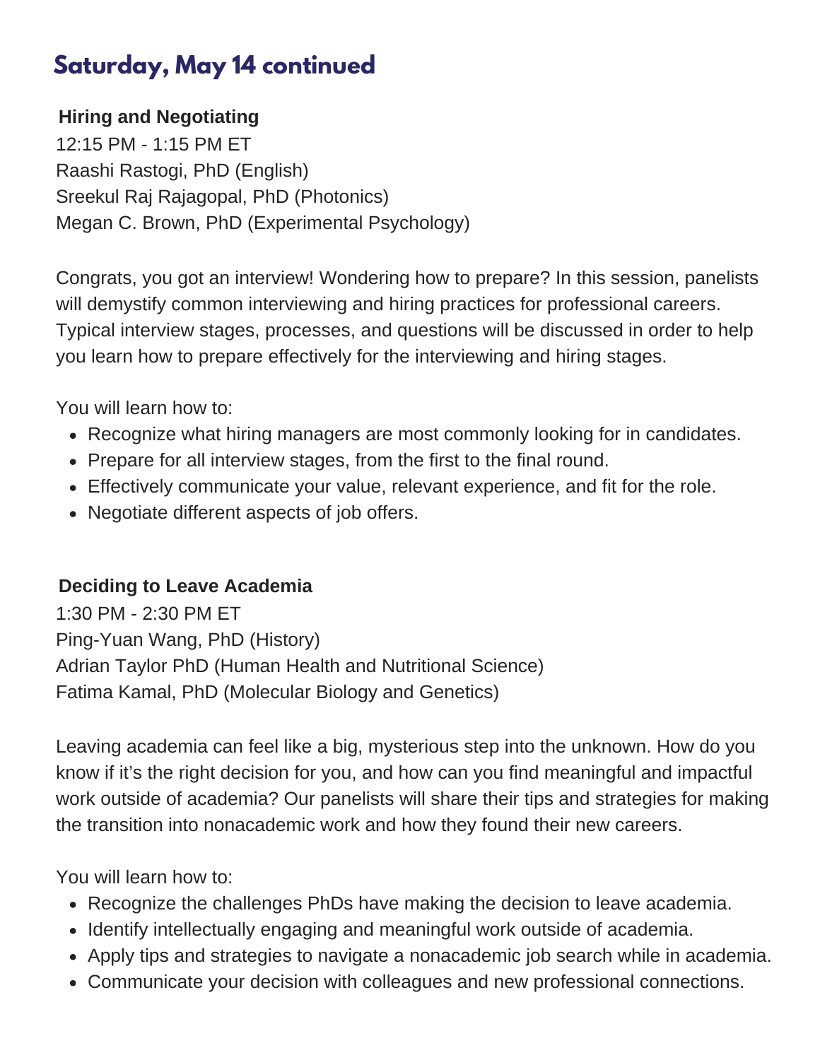## Saturday, May 14 continued

**Hiring and Negotiating**
12:15 PM - 1:15 PM ET
Raashi Rastogi, PhD (English)
Sreekul Raj Rajagopal, PhD (Photonics)
Megan C. Brown, PhD (Experimental Psychology)

Congrats, you got an interview! Wondering how to prepare? In this session, panelists will demystify common interviewing and hiring practices for professional careers. Typical interview stages, processes, and questions will be discussed in order to help you learn how to prepare effectively for the interviewing and hiring stages.

You will learn how to:

- Recognize what hiring managers are most commonly looking for in candidates.
- Prepare for all interview stages, from the first to the final round.
- Effectively communicate your value, relevant experience, and fit for the role.
- Negotiate different aspects of job offers.

**Deciding to Leave Academia**
1:30 PM - 2:30 PM ET
Ping-Yuan Wang, PhD (History)
Adrian Taylor PhD (Human Health and Nutritional Science)
Fatima Kamal, PhD (Molecular Biology and Genetics)

Leaving academia can feel like a big, mysterious step into the unknown. How do you know if it's the right decision for you, and how can you find meaningful and impactful work outside of academia? Our panelists will share their tips and strategies for making the transition into nonacademic work and how they found their new careers.

You will learn how to:

- Recognize the challenges PhDs have making the decision to leave academia.
- Identify intellectually engaging and meaningful work outside of academia.
- Apply tips and strategies to navigate a nonacademic job search while in academia.
- Communicate your decision with colleagues and new professional connections.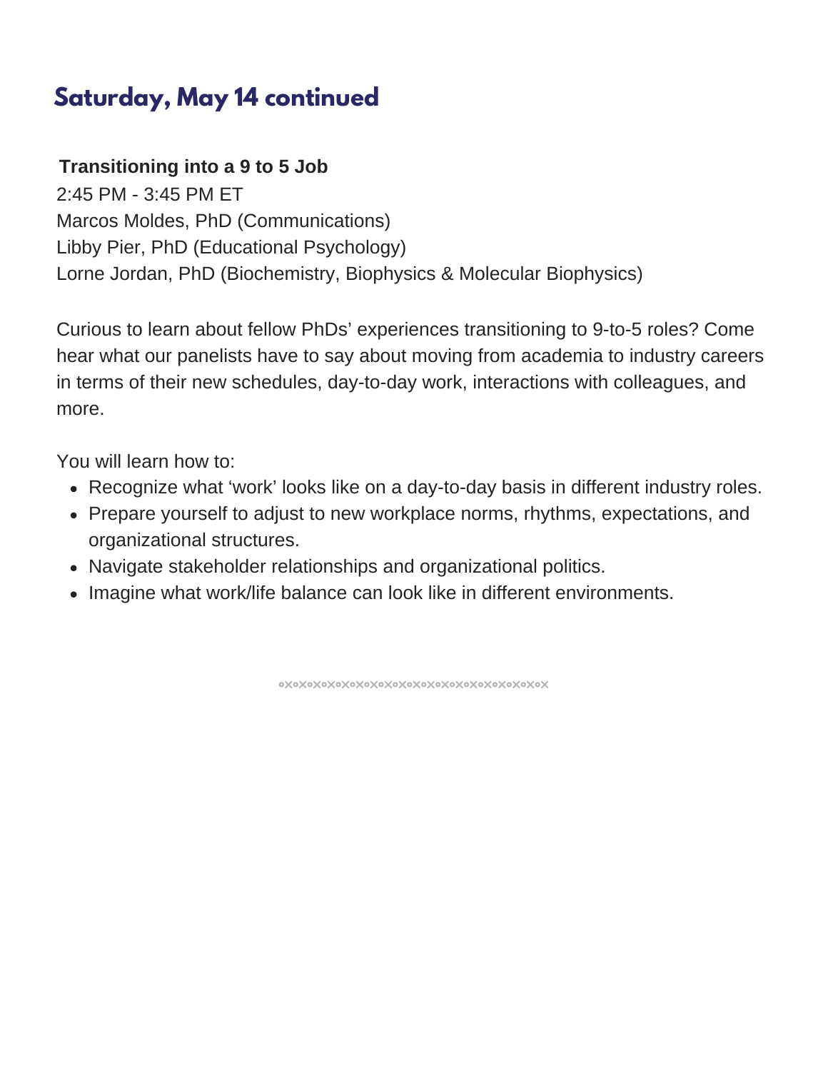## Saturday, May 14 continued

**Transitioning into a 9 to 5 Job**
2:45 PM - 3:45 PM ET
Marcos Moldes, PhD (Communications)
Libby Pier, PhD (Educational Psychology)
Lorne Jordan, PhD (Biochemistry, Biophysics & Molecular Biophysics)

Curious to learn about fellow PhDs' experiences transitioning to 9-to-5 roles? Come hear what our panelists have to say about moving from academia to industry careers in terms of their new schedules, day-to-day work, interactions with colleagues, and more.

You will learn how to:

- Recognize what 'work' looks like on a day-to-day basis in different industry roles.
- Prepare yourself to adjust to new workplace norms, rhythms, expectations, and organizational structures.
- Navigate stakeholder relationships and organizational politics.
- Imagine what work/life balance can look like in different environments.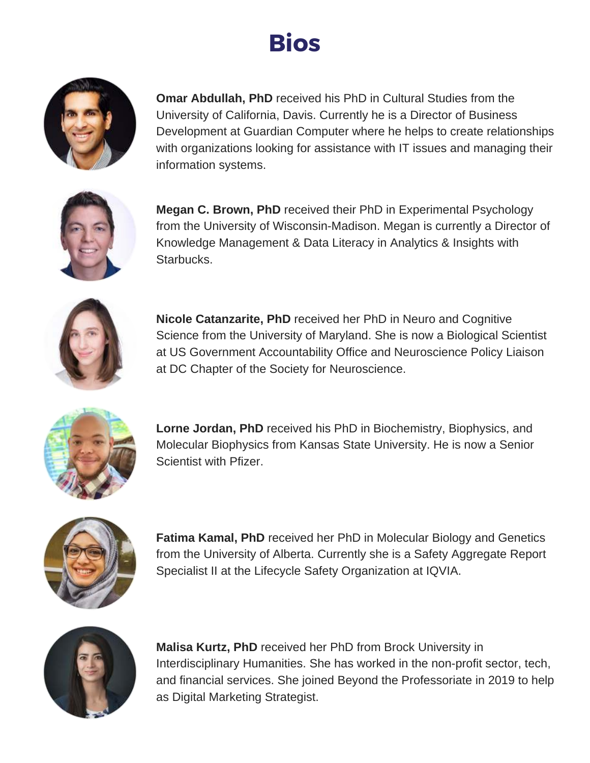# Bios

**Omar Abdullah, PhD** received his PhD in Cultural Studies from the University of California, Davis. Currently he is a Director of Business Development at Guardian Computer where he helps to create relationships with organizations looking for assistance with IT issues and managing their information systems.

**Megan C. Brown, PhD** received their PhD in Experimental Psychology from the University of Wisconsin-Madison. Megan is currently a Director of Knowledge Management & Data Literacy in Analytics & Insights with Starbucks.

**Nicole Catanzarite, PhD** received her PhD in Neuro and Cognitive Science from the University of Maryland. She is now a Biological Scientist at US Government Accountability Office and Neuroscience Policy Liaison at DC Chapter of the Society for Neuroscience.

**Lorne Jordan, PhD** received his PhD in Biochemistry, Biophysics, and Molecular Biophysics from Kansas State University. He is now a Senior Scientist with Pfizer.

**Fatima Kamal, PhD** received her PhD in Molecular Biology and Genetics from the University of Alberta. Currently she is a Safety Aggregate Report Specialist II at the Lifecycle Safety Organization at IQVIA.

**Malisa Kurtz, PhD** received her PhD from Brock University in Interdisciplinary Humanities. She has worked in the non-profit sector, tech, and financial services. She joined Beyond the Professoriate in 2019 to help as Digital Marketing Strategist.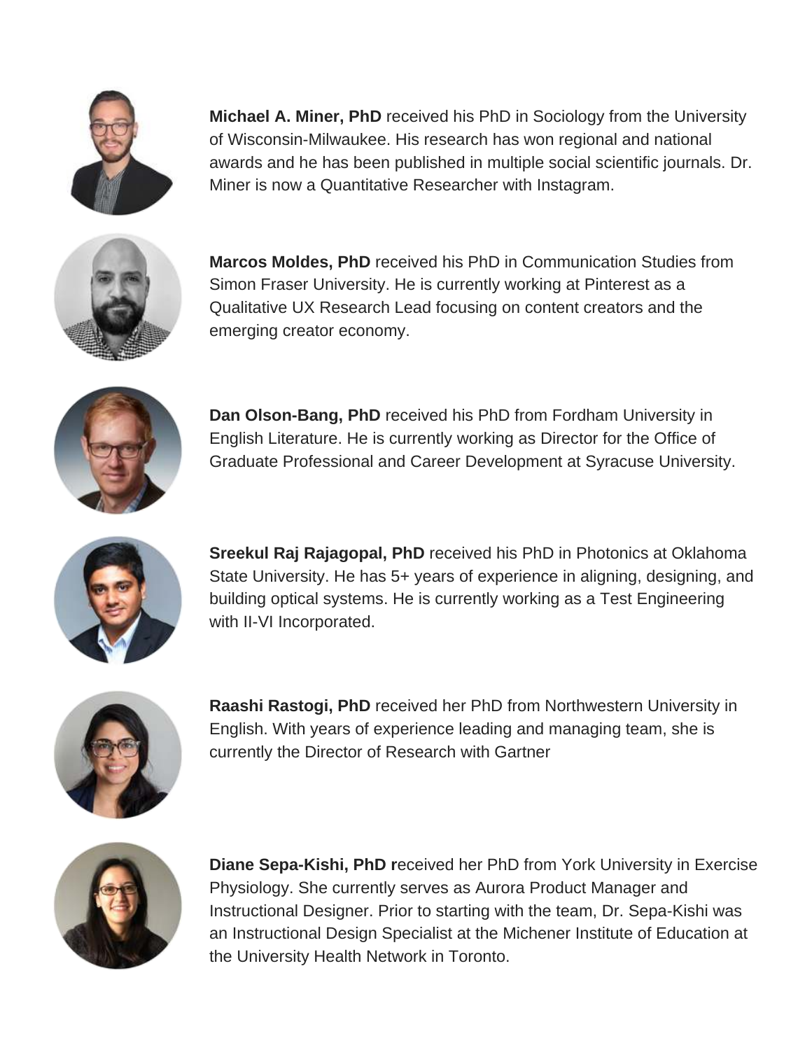**Michael A. Miner, PhD** received his PhD in Sociology from the University of Wisconsin-Milwaukee. His research has won regional and national awards and he has been published in multiple social scientific journals. Dr. Miner is now a Quantitative Researcher with Instagram.

**Marcos Moldes, PhD** received his PhD in Communication Studies from Simon Fraser University. He is currently working at Pinterest as a Qualitative UX Research Lead focusing on content creators and the emerging creator economy.

**Dan Olson-Bang, PhD** received his PhD from Fordham University in English Literature. He is currently working as Director for the Office of Graduate Professional and Career Development at Syracuse University.

**Sreekul Raj Rajagopal, PhD** received his PhD in Photonics at Oklahoma State University. He has 5+ years of experience in aligning, designing, and building optical systems. He is currently working as a Test Engineering with II-VI Incorporated.

**Raashi Rastogi, PhD** received her PhD from Northwestern University in English. With years of experience leading and managing team, she is currently the Director of Research with Gartner

**Diane Sepa-Kishi, PhD r**eceived her PhD from York University in Exercise Physiology. She currently serves as Aurora Product Manager and Instructional Designer. Prior to starting with the team, Dr. Sepa-Kishi was an Instructional Design Specialist at the Michener Institute of Education at the University Health Network in Toronto.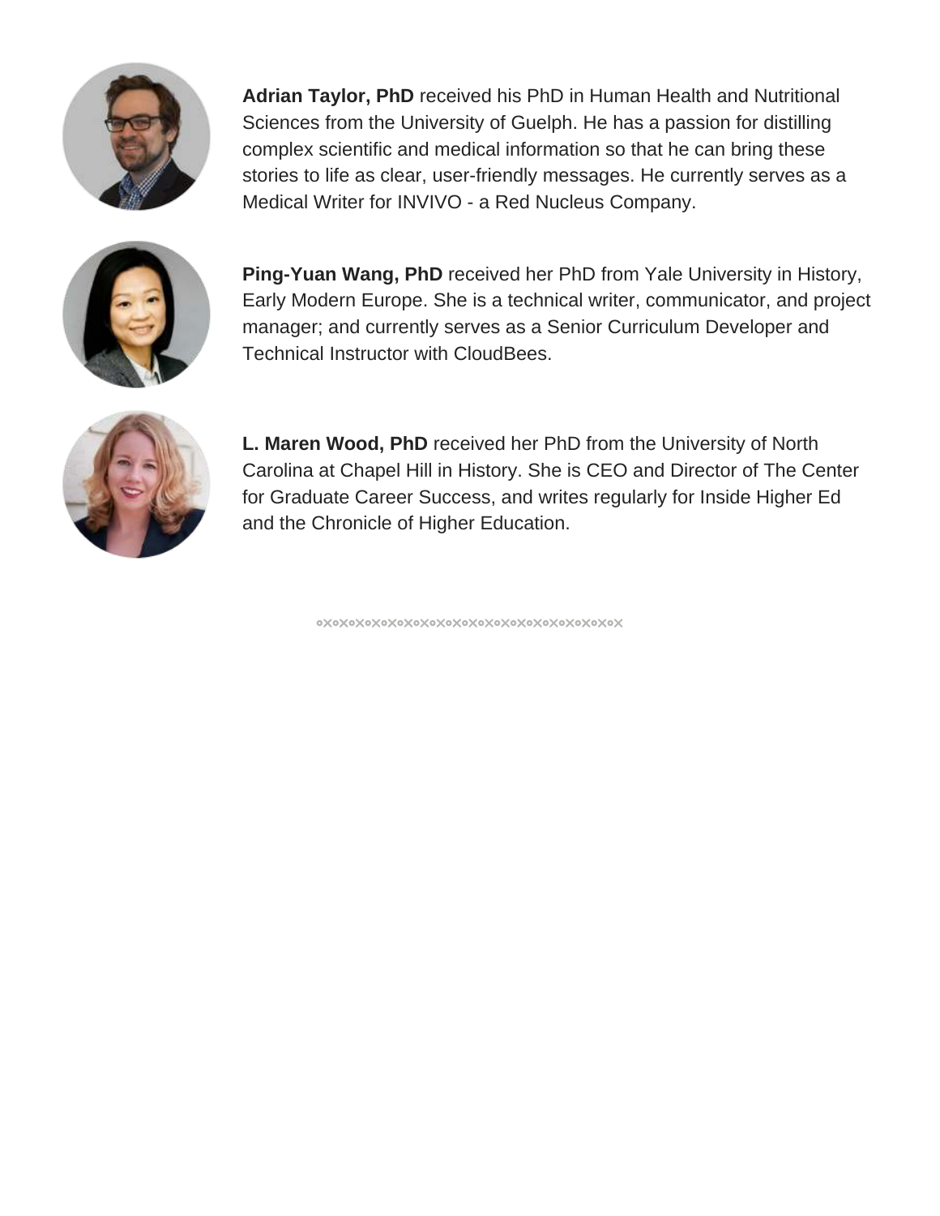**Adrian Taylor, PhD** received his PhD in Human Health and Nutritional Sciences from the University of Guelph. He has a passion for distilling complex scientific and medical information so that he can bring these stories to life as clear, user-friendly messages. He currently serves as a Medical Writer for INVIVO - a Red Nucleus Company.

**Ping-Yuan Wang, PhD** received her PhD from Yale University in History, Early Modern Europe. She is a technical writer, communicator, and project manager; and currently serves as a Senior Curriculum Developer and Technical Instructor with CloudBees.

**L. Maren Wood, PhD** received her PhD from the University of North Carolina at Chapel Hill in History. She is CEO and Director of The Center for Graduate Career Success, and writes regularly for Inside Higher Ed and the Chronicle of Higher Education.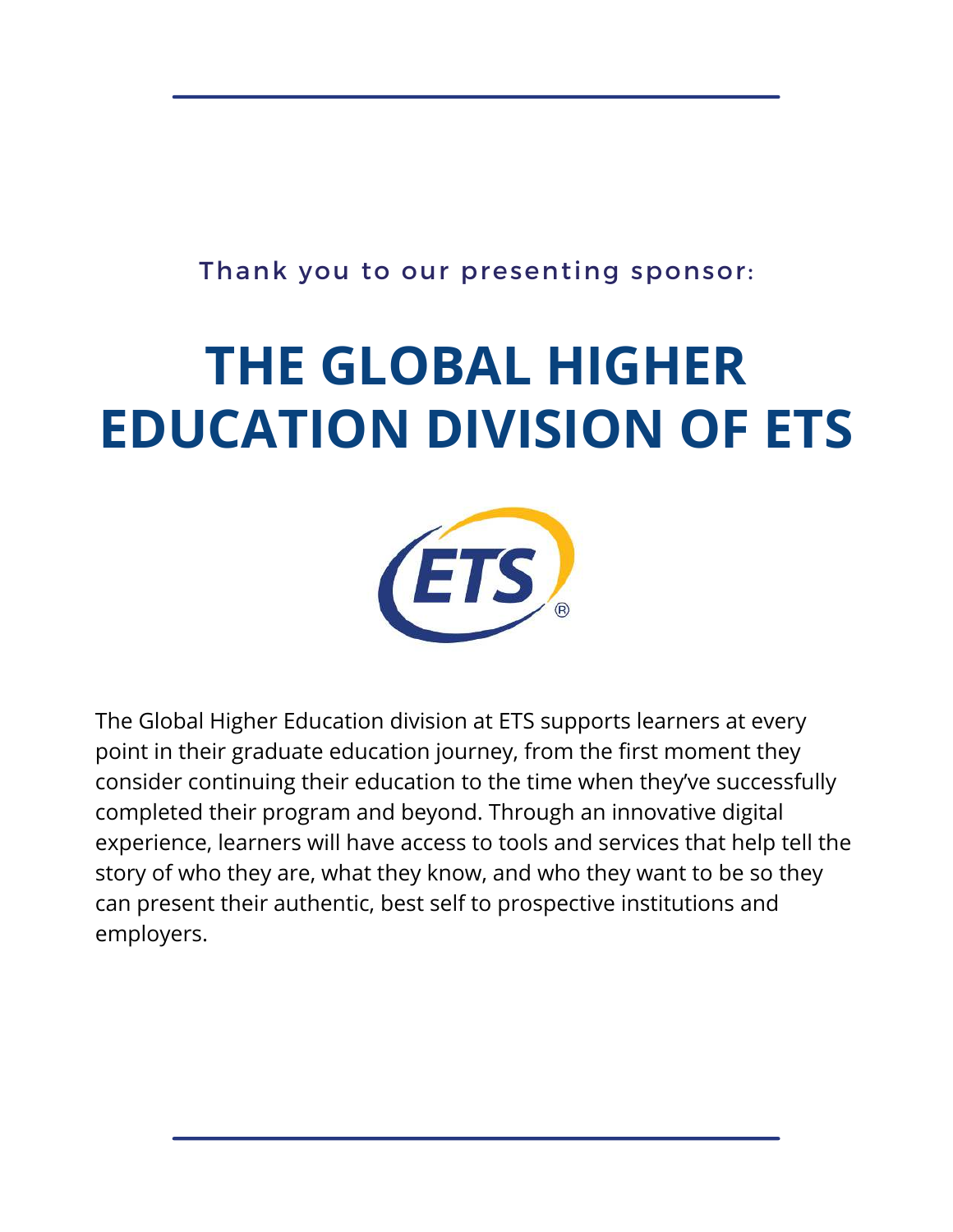Thank you to our presenting sponsor:

# THE GLOBAL HIGHER EDUCATION DIVISION OF ETS

The Global Higher Education division at ETS supports learners at every point in their graduate education journey, from the first moment they consider continuing their education to the time when they've successfully completed their program and beyond. Through an innovative digital experience, learners will have access to tools and services that help tell the story of who they are, what they know, and who they want to be so they can present their authentic, best self to prospective institutions and employers.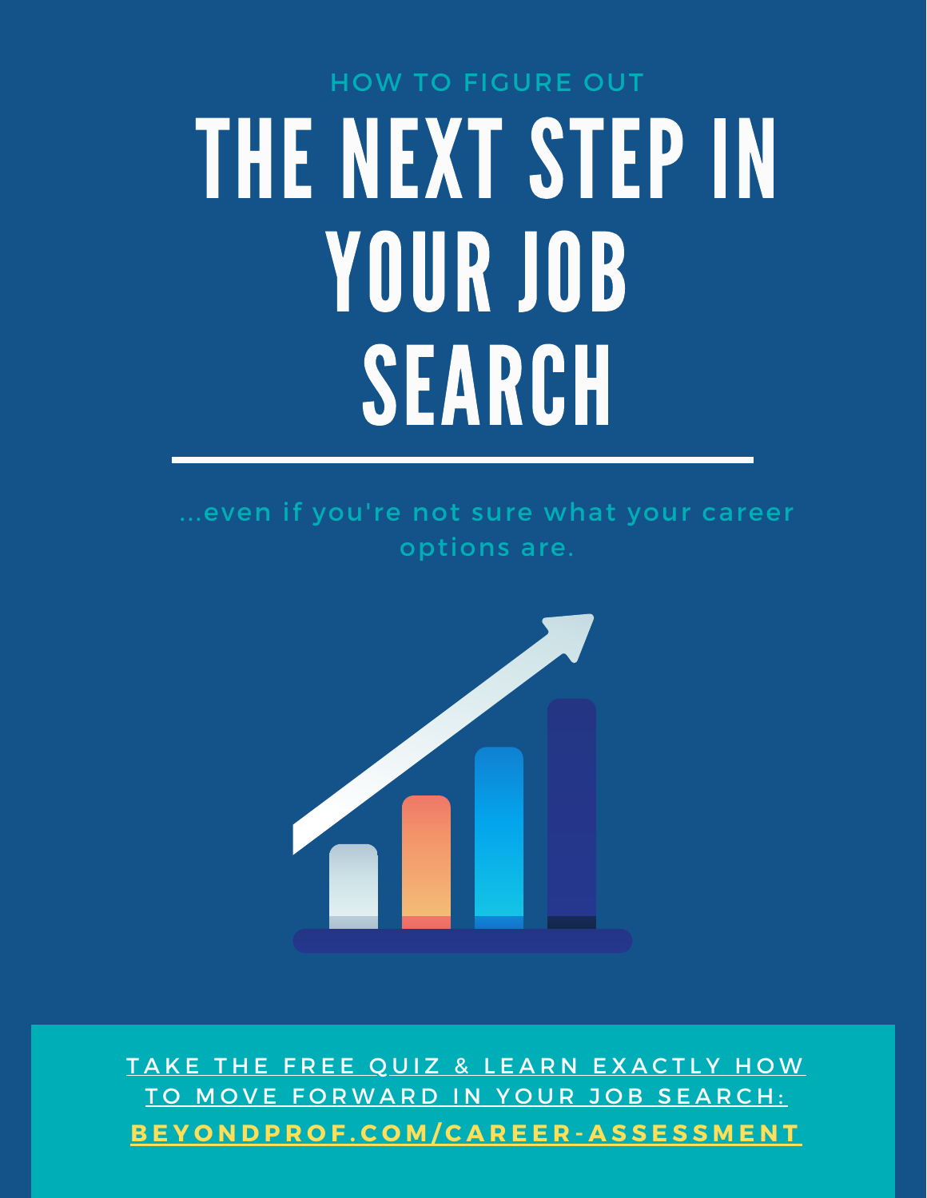HOW TO FIGURE OUT

# THE NEXT STEP IN YOUR JOB SEARCH

...even if you're not sure what your career options are.

TAKE THE FREE QUIZ & LEARN EXACTLY HOW TO MOVE FORWARD IN YOUR JOB SEARCH:

**BEYONDPROF.COM/CAREER-ASSESSMENT**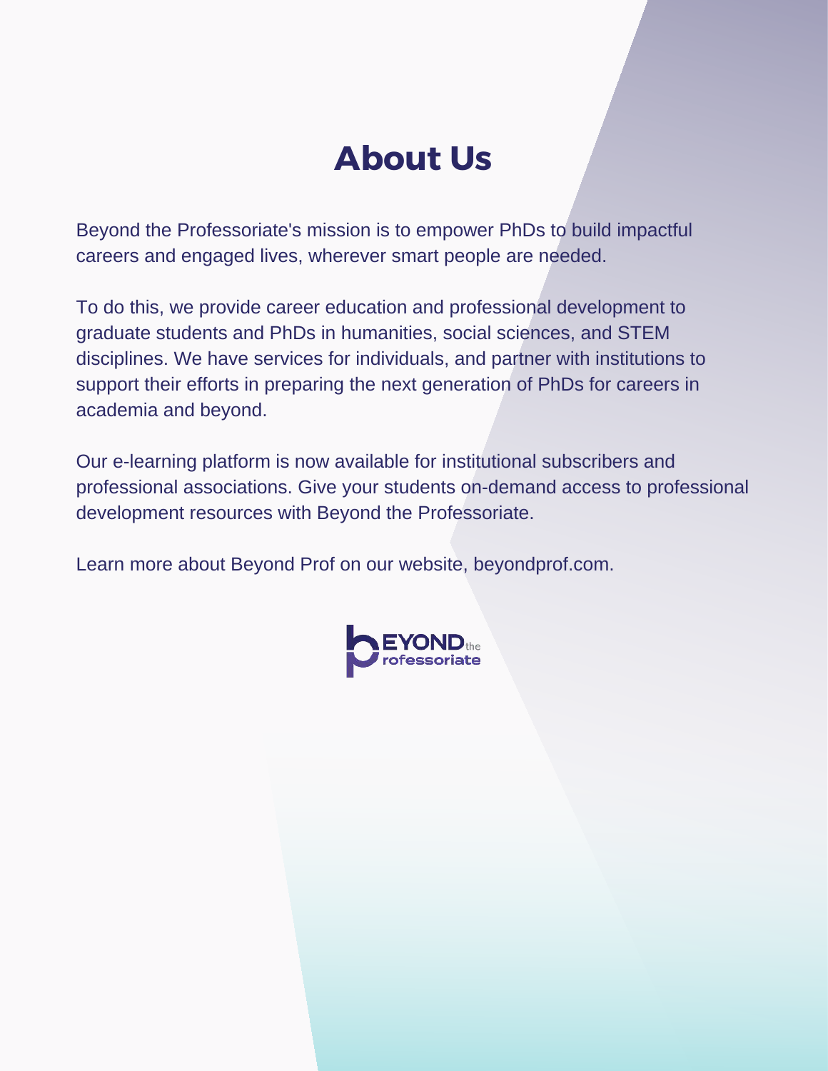# About Us

Beyond the Professoriate's mission is to empower PhDs to build impactful careers and engaged lives, wherever smart people are needed.

To do this, we provide career education and professional development to graduate students and PhDs in humanities, social sciences, and STEM disciplines. We have services for individuals, and partner with institutions to support their efforts in preparing the next generation of PhDs for careers in academia and beyond.

Our e-learning platform is now available for institutional subscribers and professional associations. Give your students on-demand access to professional development resources with Beyond the Professoriate.

Learn more about Beyond Prof on our website, beyondprof.com.